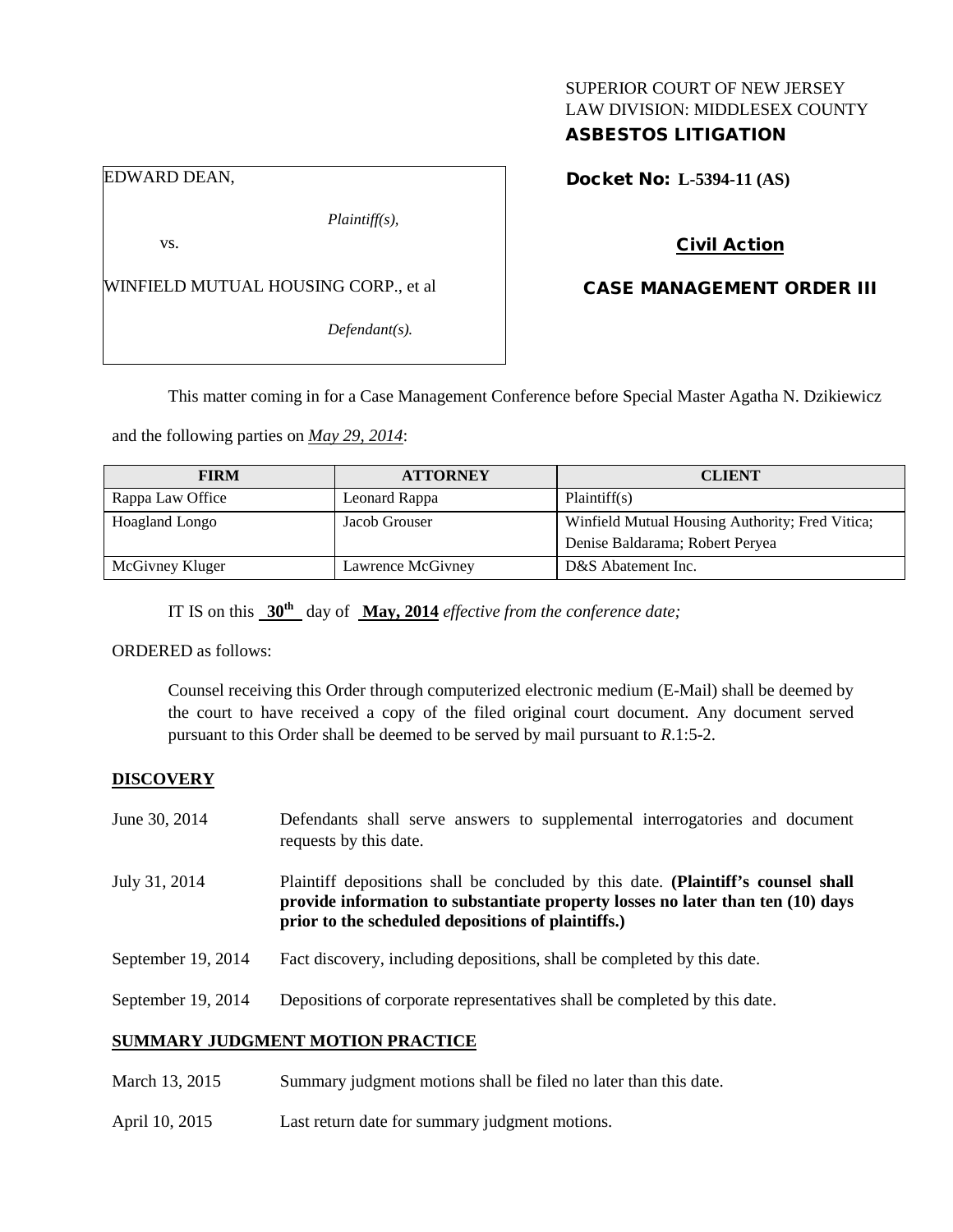SUPERIOR COURT OF NEW JERSEY
LAW DIVISION: MIDDLESEX COUNTY

**ASBESTOS LITIGATION**

EDWARD DEAN,

*Plaintiff(s),*

vs.

WINFIELD MUTUAL HOUSING CORP., et al

*Defendant(s).*

**Docket No: L-5394-11 (AS)**

**Civil Action**

**CASE MANAGEMENT ORDER III**

This matter coming in for a Case Management Conference before Special Master Agatha N. Dzikiewicz and the following parties on ***May 29, 2014***:

| FIRM | ATTORNEY | CLIENT |
|---|---|---|
| Rappa Law Office | Leonard Rappa | Plaintiff(s) |
| Hoagland Longo | Jacob Grouser | Winfield Mutual Housing Authority; Fred Vitica; Denise Baldarama; Robert Peryea |
| McGivney Kluger | Lawrence McGivney | D&S Abatement Inc. |

IT IS on this **30th** day of **May, 2014** *effective from the conference date;*

ORDERED as follows:

Counsel receiving this Order through computerized electronic medium (E-Mail) shall be deemed by the court to have received a copy of the filed original court document. Any document served pursuant to this Order shall be deemed to be served by mail pursuant to *R*.1:5-2.

## DISCOVERY

June 30, 2014 — Defendants shall serve answers to supplemental interrogatories and document requests by this date.

July 31, 2014 — Plaintiff depositions shall be concluded by this date. **(Plaintiff's counsel shall provide information to substantiate property losses no later than ten (10) days prior to the scheduled depositions of plaintiffs.)**

September 19, 2014 — Fact discovery, including depositions, shall be completed by this date.

September 19, 2014 — Depositions of corporate representatives shall be completed by this date.

## SUMMARY JUDGMENT MOTION PRACTICE

March 13, 2015 — Summary judgment motions shall be filed no later than this date.

April 10, 2015 — Last return date for summary judgment motions.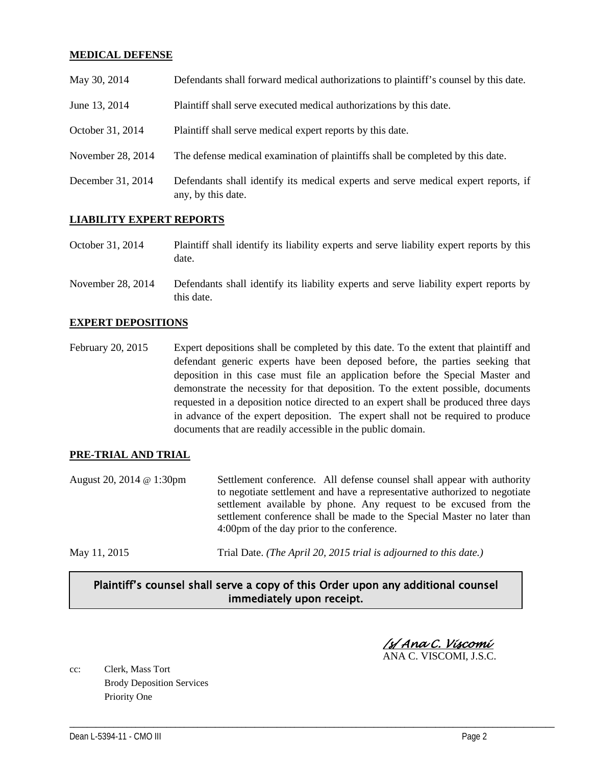**MEDICAL DEFENSE**

| | |
|---|---|
| May 30, 2014 | Defendants shall forward medical authorizations to plaintiff's counsel by this date. |
| June 13, 2014 | Plaintiff shall serve executed medical authorizations by this date. |
| October 31, 2014 | Plaintiff shall serve medical expert reports by this date. |
| November 28, 2014 | The defense medical examination of plaintiffs shall be completed by this date. |
| December 31, 2014 | Defendants shall identify its medical experts and serve medical expert reports, if any, by this date. |

**LIABILITY EXPERT REPORTS**

| | |
|---|---|
| October 31, 2014 | Plaintiff shall identify its liability experts and serve liability expert reports by this date. |
| November 28, 2014 | Defendants shall identify its liability experts and serve liability expert reports by this date. |

**EXPERT DEPOSITIONS**

| | |
|---|---|
| February 20, 2015 | Expert depositions shall be completed by this date. To the extent that plaintiff and defendant generic experts have been deposed before, the parties seeking that deposition in this case must file an application before the Special Master and demonstrate the necessity for that deposition. To the extent possible, documents requested in a deposition notice directed to an expert shall be produced three days in advance of the expert deposition. The expert shall not be required to produce documents that are readily accessible in the public domain. |

**PRE-TRIAL AND TRIAL**

| | |
|---|---|
| August 20, 2014 @ 1:30pm | Settlement conference. All defense counsel shall appear with authority to negotiate settlement and have a representative authorized to negotiate settlement available by phone. Any request to be excused from the settlement conference shall be made to the Special Master no later than 4:00pm of the day prior to the conference. |
| May 11, 2015 | Trial Date. *(The April 20, 2015 trial is adjourned to this date.)* |

**Plaintiff's counsel shall serve a copy of this Order upon any additional counsel immediately upon receipt.**

*/s/ Ana C. Viscomi*
ANA C. VISCOMI, J.S.C.

cc: Clerk, Mass Tort
Brody Deposition Services
Priority One

Dean L-5394-11 - CMO III